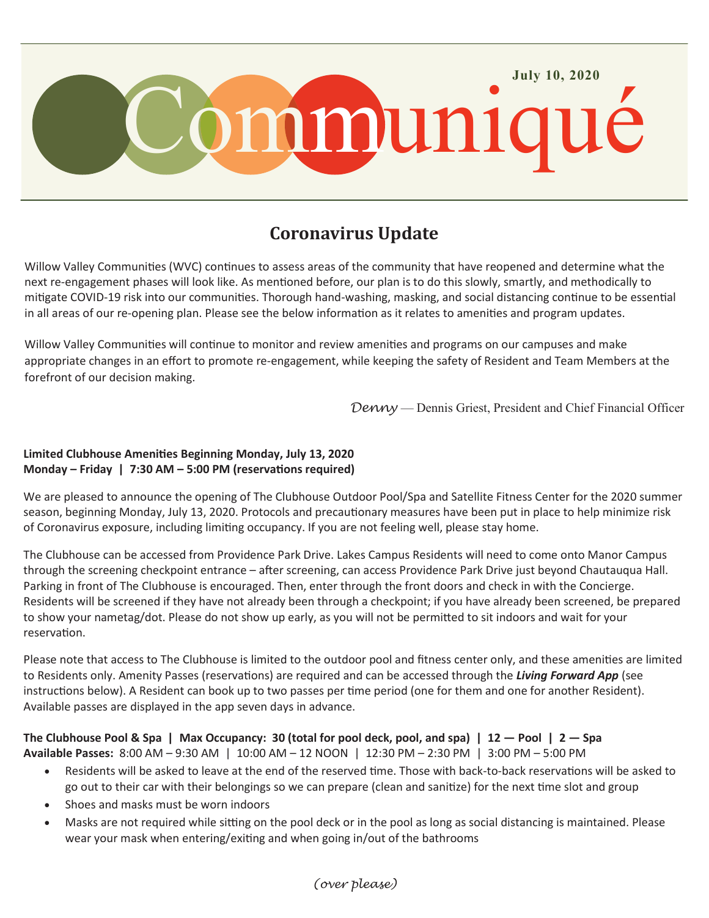July 10, 2020

# Communiqué

## Coronavirus Update

Willow Valley Communities (WVC) continues to assess areas of the community that have reopened and determine what the next re-engagement phases will look like. As mentioned before, our plan is to do this slowly, smartly, and methodically to mitigate COVID-19 risk into our communities. Thorough hand-washing, masking, and social distancing continue to be essential in all areas of our re-opening plan. Please see the below information as it relates to amenities and program updates.

Willow Valley Communities will continue to monitor and review amenities and programs on our campuses and make appropriate changes in an effort to promote re-engagement, while keeping the safety of Resident and Team Members at the forefront of our decision making.

*Denny* — Dennis Griest, President and Chief Financial Officer

**Limited Clubhouse Amenities Beginning Monday, July 13, 2020**
**Monday – Friday | 7:30 AM – 5:00 PM (reservations required)**

We are pleased to announce the opening of The Clubhouse Outdoor Pool/Spa and Satellite Fitness Center for the 2020 summer season, beginning Monday, July 13, 2020. Protocols and precautionary measures have been put in place to help minimize risk of Coronavirus exposure, including limiting occupancy. If you are not feeling well, please stay home.

The Clubhouse can be accessed from Providence Park Drive. Lakes Campus Residents will need to come onto Manor Campus through the screening checkpoint entrance – after screening, can access Providence Park Drive just beyond Chautauqua Hall. Parking in front of The Clubhouse is encouraged. Then, enter through the front doors and check in with the Concierge. Residents will be screened if they have not already been through a checkpoint; if you have already been screened, be prepared to show your nametag/dot. Please do not show up early, as you will not be permitted to sit indoors and wait for your reservation.

Please note that access to The Clubhouse is limited to the outdoor pool and fitness center only, and these amenities are limited to Residents only. Amenity Passes (reservations) are required and can be accessed through the ***Living Forward App*** (see instructions below). A Resident can book up to two passes per time period (one for them and one for another Resident). Available passes are displayed in the app seven days in advance.

**The Clubhouse Pool & Spa | Max Occupancy: 30 (total for pool deck, pool, and spa) | 12 — Pool | 2 — Spa**
**Available Passes:** 8:00 AM – 9:30 AM | 10:00 AM – 12 NOON | 12:30 PM – 2:30 PM | 3:00 PM – 5:00 PM

- Residents will be asked to leave at the end of the reserved time. Those with back-to-back reservations will be asked to go out to their car with their belongings so we can prepare (clean and sanitize) for the next time slot and group
- Shoes and masks must be worn indoors
- Masks are not required while sitting on the pool deck or in the pool as long as social distancing is maintained. Please wear your mask when entering/exiting and when going in/out of the bathrooms

*(over please)*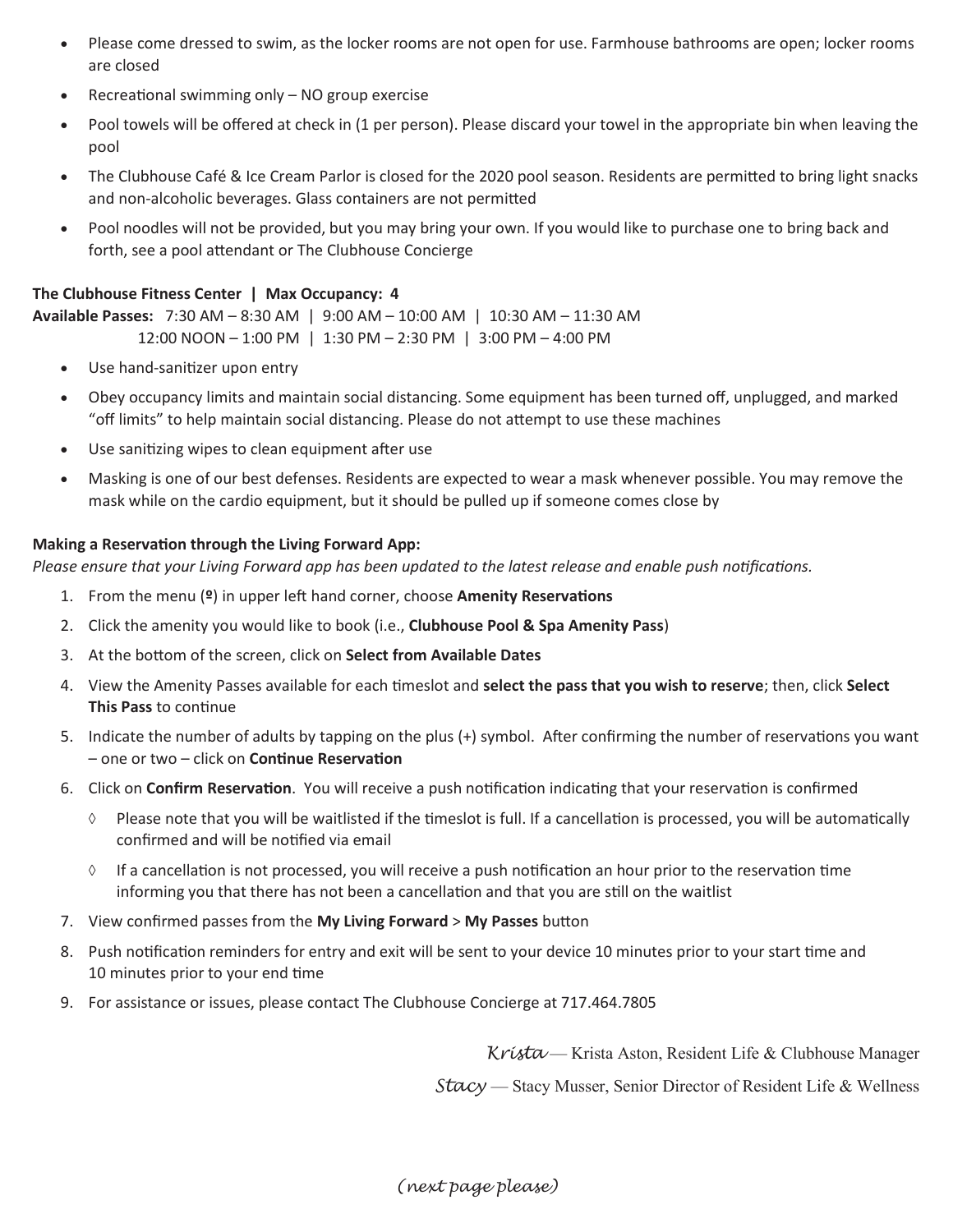- Please come dressed to swim, as the locker rooms are not open for use. Farmhouse bathrooms are open; locker rooms are closed
- Recreational swimming only – NO group exercise
- Pool towels will be offered at check in (1 per person). Please discard your towel in the appropriate bin when leaving the pool
- The Clubhouse Café & Ice Cream Parlor is closed for the 2020 pool season. Residents are permitted to bring light snacks and non-alcoholic beverages. Glass containers are not permitted
- Pool noodles will not be provided, but you may bring your own. If you would like to purchase one to bring back and forth, see a pool attendant or The Clubhouse Concierge

**The Clubhouse Fitness Center | Max Occupancy: 4**

**Available Passes:** 7:30 AM – 8:30 AM | 9:00 AM – 10:00 AM | 10:30 AM – 11:30 AM
12:00 NOON – 1:00 PM | 1:30 PM – 2:30 PM | 3:00 PM – 4:00 PM

- Use hand-sanitizer upon entry
- Obey occupancy limits and maintain social distancing. Some equipment has been turned off, unplugged, and marked "off limits" to help maintain social distancing. Please do not attempt to use these machines
- Use sanitizing wipes to clean equipment after use
- Masking is one of our best defenses. Residents are expected to wear a mask whenever possible. You may remove the mask while on the cardio equipment, but it should be pulled up if someone comes close by

**Making a Reservation through the Living Forward App:**

*Please ensure that your Living Forward app has been updated to the latest release and enable push notifications.*

1. From the menu (º) in upper left hand corner, choose **Amenity Reservations**
2. Click the amenity you would like to book (i.e., **Clubhouse Pool & Spa Amenity Pass**)
3. At the bottom of the screen, click on **Select from Available Dates**
4. View the Amenity Passes available for each timeslot and **select the pass that you wish to reserve**; then, click **Select This Pass** to continue
5. Indicate the number of adults by tapping on the plus (+) symbol. After confirming the number of reservations you want – one or two – click on **Continue Reservation**
6. Click on **Confirm Reservation**. You will receive a push notification indicating that your reservation is confirmed
   - ◊ Please note that you will be waitlisted if the timeslot is full. If a cancellation is processed, you will be automatically confirmed and will be notified via email
   - ◊ If a cancellation is not processed, you will receive a push notification an hour prior to the reservation time informing you that there has not been a cancellation and that you are still on the waitlist
7. View confirmed passes from the **My Living Forward** > **My Passes** button
8. Push notification reminders for entry and exit will be sent to your device 10 minutes prior to your start time and 10 minutes prior to your end time
9. For assistance or issues, please contact The Clubhouse Concierge at 717.464.7805

*Krista* — Krista Aston, Resident Life & Clubhouse Manager

*Stacy* — Stacy Musser, Senior Director of Resident Life & Wellness

*(next page please)*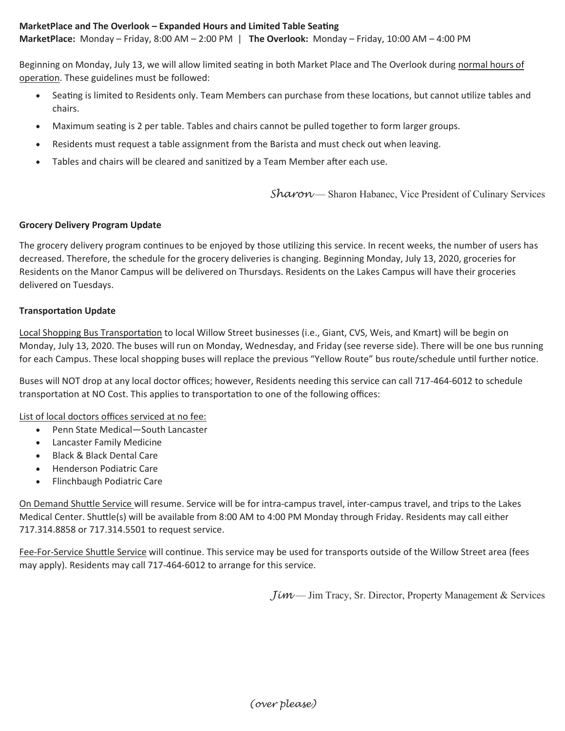**MarketPlace and The Overlook – Expanded Hours and Limited Table Seating**

**MarketPlace:** Monday – Friday, 8:00 AM – 2:00 PM | **The Overlook:** Monday – Friday, 10:00 AM – 4:00 PM

Beginning on Monday, July 13, we will allow limited seating in both Market Place and The Overlook during normal hours of operation. These guidelines must be followed:

- Seating is limited to Residents only. Team Members can purchase from these locations, but cannot utilize tables and chairs.
- Maximum seating is 2 per table. Tables and chairs cannot be pulled together to form larger groups.
- Residents must request a table assignment from the Barista and must check out when leaving.
- Tables and chairs will be cleared and sanitized by a Team Member after each use.

*Sharon* — Sharon Habanec, Vice President of Culinary Services

**Grocery Delivery Program Update**

The grocery delivery program continues to be enjoyed by those utilizing this service. In recent weeks, the number of users has decreased. Therefore, the schedule for the grocery deliveries is changing. Beginning Monday, July 13, 2020, groceries for Residents on the Manor Campus will be delivered on Thursdays. Residents on the Lakes Campus will have their groceries delivered on Tuesdays.

**Transportation Update**

Local Shopping Bus Transportation to local Willow Street businesses (i.e., Giant, CVS, Weis, and Kmart) will be begin on Monday, July 13, 2020. The buses will run on Monday, Wednesday, and Friday (see reverse side). There will be one bus running for each Campus. These local shopping buses will replace the previous "Yellow Route" bus route/schedule until further notice.

Buses will NOT drop at any local doctor offices; however, Residents needing this service can call 717-464-6012 to schedule transportation at NO Cost. This applies to transportation to one of the following offices:

List of local doctors offices serviced at no fee:

- Penn State Medical—South Lancaster
- Lancaster Family Medicine
- Black & Black Dental Care
- Henderson Podiatric Care
- Flinchbaugh Podiatric Care

On Demand Shuttle Service will resume. Service will be for intra-campus travel, inter-campus travel, and trips to the Lakes Medical Center. Shuttle(s) will be available from 8:00 AM to 4:00 PM Monday through Friday. Residents may call either 717.314.8858 or 717.314.5501 to request service.

Fee-For-Service Shuttle Service will continue. This service may be used for transports outside of the Willow Street area (fees may apply). Residents may call 717-464-6012 to arrange for this service.

*Jim* — Jim Tracy, Sr. Director, Property Management & Services

*(over please)*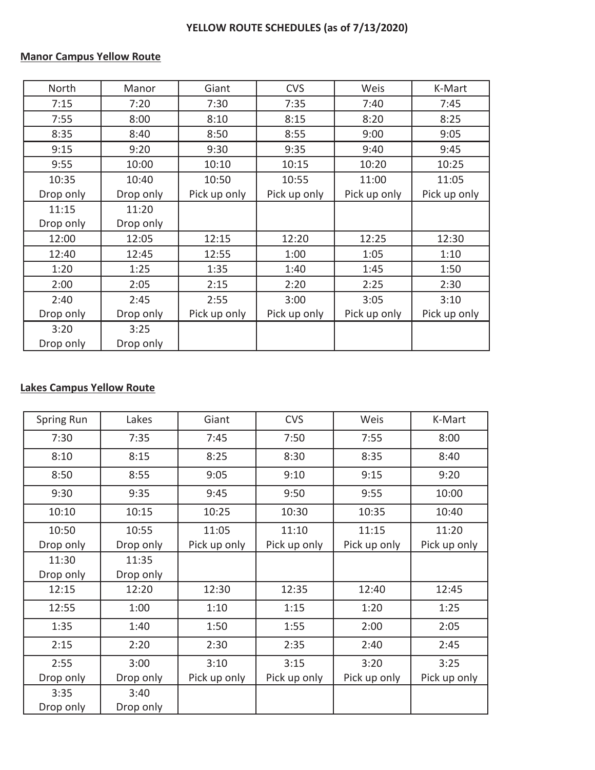**YELLOW ROUTE SCHEDULES (as of 7/13/2020)**

**Manor Campus Yellow Route**

| North | Manor | Giant | CVS | Weis | K-Mart |
|---|---|---|---|---|---|
| 7:15 | 7:20 | 7:30 | 7:35 | 7:40 | 7:45 |
| 7:55 | 8:00 | 8:10 | 8:15 | 8:20 | 8:25 |
| 8:35 | 8:40 | 8:50 | 8:55 | 9:00 | 9:05 |
| 9:15 | 9:20 | 9:30 | 9:35 | 9:40 | 9:45 |
| 9:55 | 10:00 | 10:10 | 10:15 | 10:20 | 10:25 |
| 10:35 Drop only | 10:40 Drop only | 10:50 Pick up only | 10:55 Pick up only | 11:00 Pick up only | 11:05 Pick up only |
| 11:15 Drop only | 11:20 Drop only | | | | |
| 12:00 | 12:05 | 12:15 | 12:20 | 12:25 | 12:30 |
| 12:40 | 12:45 | 12:55 | 1:00 | 1:05 | 1:10 |
| 1:20 | 1:25 | 1:35 | 1:40 | 1:45 | 1:50 |
| 2:00 | 2:05 | 2:15 | 2:20 | 2:25 | 2:30 |
| 2:40 Drop only | 2:45 Drop only | 2:55 Pick up only | 3:00 Pick up only | 3:05 Pick up only | 3:10 Pick up only |
| 3:20 Drop only | 3:25 Drop only | | | | |

**Lakes Campus Yellow Route**

| Spring Run | Lakes | Giant | CVS | Weis | K-Mart |
|---|---|---|---|---|---|
| 7:30 | 7:35 | 7:45 | 7:50 | 7:55 | 8:00 |
| 8:10 | 8:15 | 8:25 | 8:30 | 8:35 | 8:40 |
| 8:50 | 8:55 | 9:05 | 9:10 | 9:15 | 9:20 |
| 9:30 | 9:35 | 9:45 | 9:50 | 9:55 | 10:00 |
| 10:10 | 10:15 | 10:25 | 10:30 | 10:35 | 10:40 |
| 10:50 Drop only | 10:55 Drop only | 11:05 Pick up only | 11:10 Pick up only | 11:15 Pick up only | 11:20 Pick up only |
| 11:30 Drop only | 11:35 Drop only | | | | |
| 12:15 | 12:20 | 12:30 | 12:35 | 12:40 | 12:45 |
| 12:55 | 1:00 | 1:10 | 1:15 | 1:20 | 1:25 |
| 1:35 | 1:40 | 1:50 | 1:55 | 2:00 | 2:05 |
| 2:15 | 2:20 | 2:30 | 2:35 | 2:40 | 2:45 |
| 2:55 Drop only | 3:00 Drop only | 3:10 Pick up only | 3:15 Pick up only | 3:20 Pick up only | 3:25 Pick up only |
| 3:35 Drop only | 3:40 Drop only | | | | |